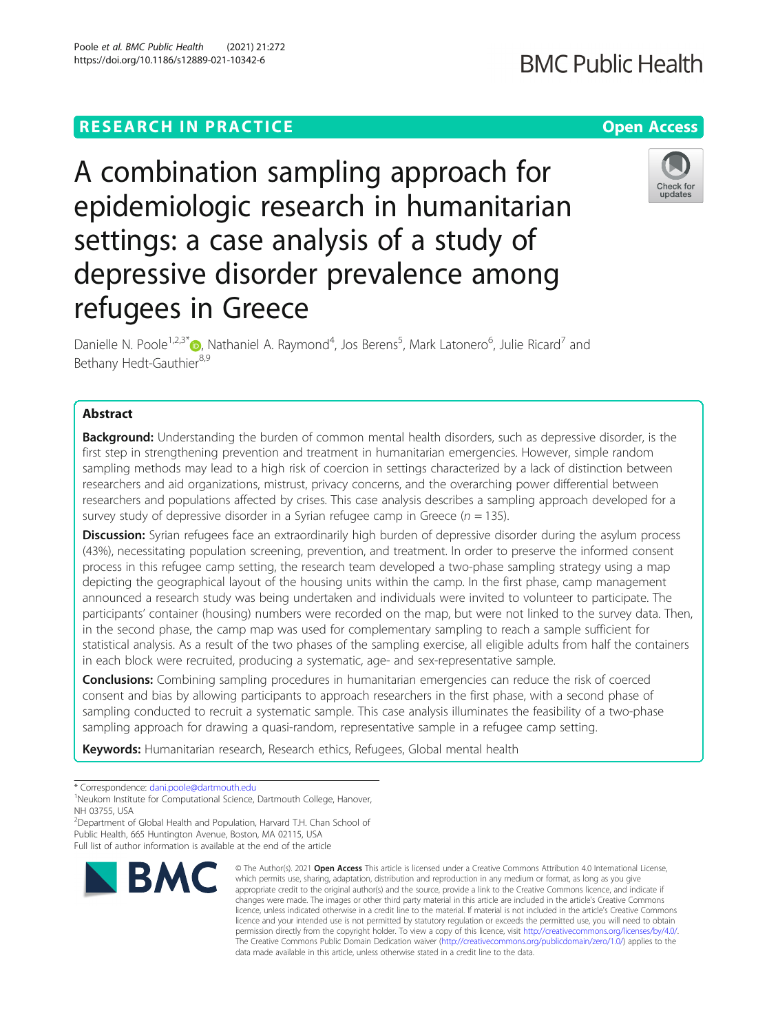RESEARCH IN PRACTICE

Open Access

# A combination sampling approach for epidemiologic research in humanitarian settings: a case analysis of a study of depressive disorder prevalence among refugees in Greece

Danielle N. Poole[1,2,3*], Nathaniel A. Raymond[4], Jos Berens[5], Mark Latonero[6], Julie Ricard[7] and Bethany Hedt-Gauthier[8,9]

## Abstract

**Background:** Understanding the burden of common mental health disorders, such as depressive disorder, is the first step in strengthening prevention and treatment in humanitarian emergencies. However, simple random sampling methods may lead to a high risk of coercion in settings characterized by a lack of distinction between researchers and aid organizations, mistrust, privacy concerns, and the overarching power differential between researchers and populations affected by crises. This case analysis describes a sampling approach developed for a survey study of depressive disorder in a Syrian refugee camp in Greece ($n = 135$).

**Discussion:** Syrian refugees face an extraordinarily high burden of depressive disorder during the asylum process (43%), necessitating population screening, prevention, and treatment. In order to preserve the informed consent process in this refugee camp setting, the research team developed a two-phase sampling strategy using a map depicting the geographical layout of the housing units within the camp. In the first phase, camp management announced a research study was being undertaken and individuals were invited to volunteer to participate. The participants' container (housing) numbers were recorded on the map, but were not linked to the survey data. Then, in the second phase, the camp map was used for complementary sampling to reach a sample sufficient for statistical analysis. As a result of the two phases of the sampling exercise, all eligible adults from half the containers in each block were recruited, producing a systematic, age- and sex-representative sample.

**Conclusions:** Combining sampling procedures in humanitarian emergencies can reduce the risk of coerced consent and bias by allowing participants to approach researchers in the first phase, with a second phase of sampling conducted to recruit a systematic sample. This case analysis illuminates the feasibility of a two-phase sampling approach for drawing a quasi-random, representative sample in a refugee camp setting.

**Keywords:** Humanitarian research, Research ethics, Refugees, Global mental health

\* Correspondence: dani.poole@dartmouth.edu

[1]Neukom Institute for Computational Science, Dartmouth College, Hanover, NH 03755, USA

[2]Department of Global Health and Population, Harvard T.H. Chan School of Public Health, 665 Huntington Avenue, Boston, MA 02115, USA

Full list of author information is available at the end of the article

© The Author(s). 2021 **Open Access** This article is licensed under a Creative Commons Attribution 4.0 International License, which permits use, sharing, adaptation, distribution and reproduction in any medium or format, as long as you give appropriate credit to the original author(s) and the source, provide a link to the Creative Commons licence, and indicate if changes were made. The images or other third party material in this article are included in the article's Creative Commons licence, unless indicated otherwise in a credit line to the material. If material is not included in the article's Creative Commons licence and your intended use is not permitted by statutory regulation or exceeds the permitted use, you will need to obtain permission directly from the copyright holder. To view a copy of this licence, visit http://creativecommons.org/licenses/by/4.0/. The Creative Commons Public Domain Dedication waiver (http://creativecommons.org/publicdomain/zero/1.0/) applies to the data made available in this article, unless otherwise stated in a credit line to the data.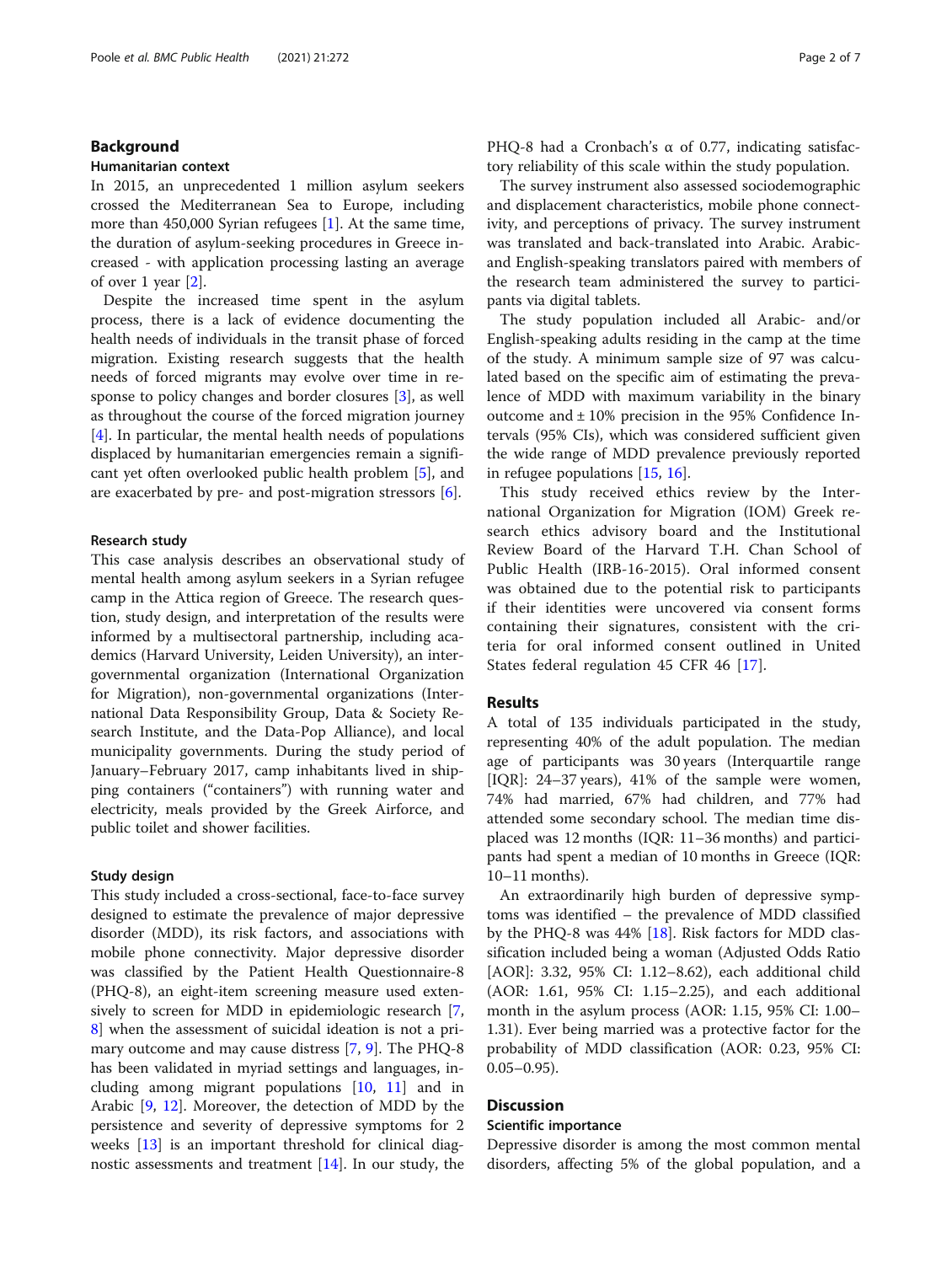## Background

### Humanitarian context

In 2015, an unprecedented 1 million asylum seekers crossed the Mediterranean Sea to Europe, including more than 450,000 Syrian refugees [1]. At the same time, the duration of asylum-seeking procedures in Greece increased - with application processing lasting an average of over 1 year [2].

Despite the increased time spent in the asylum process, there is a lack of evidence documenting the health needs of individuals in the transit phase of forced migration. Existing research suggests that the health needs of forced migrants may evolve over time in response to policy changes and border closures [3], as well as throughout the course of the forced migration journey [4]. In particular, the mental health needs of populations displaced by humanitarian emergencies remain a significant yet often overlooked public health problem [5], and are exacerbated by pre- and post-migration stressors [6].

### Research study

This case analysis describes an observational study of mental health among asylum seekers in a Syrian refugee camp in the Attica region of Greece. The research question, study design, and interpretation of the results were informed by a multisectoral partnership, including academics (Harvard University, Leiden University), an intergovernmental organization (International Organization for Migration), non-governmental organizations (International Data Responsibility Group, Data & Society Research Institute, and the Data-Pop Alliance), and local municipality governments. During the study period of January–February 2017, camp inhabitants lived in shipping containers ("containers") with running water and electricity, meals provided by the Greek Airforce, and public toilet and shower facilities.

### Study design

This study included a cross-sectional, face-to-face survey designed to estimate the prevalence of major depressive disorder (MDD), its risk factors, and associations with mobile phone connectivity. Major depressive disorder was classified by the Patient Health Questionnaire-8 (PHQ-8), an eight-item screening measure used extensively to screen for MDD in epidemiologic research [7, 8] when the assessment of suicidal ideation is not a primary outcome and may cause distress [7, 9]. The PHQ-8 has been validated in myriad settings and languages, including among migrant populations [10, 11] and in Arabic [9, 12]. Moreover, the detection of MDD by the persistence and severity of depressive symptoms for 2 weeks [13] is an important threshold for clinical diagnostic assessments and treatment [14]. In our study, the PHQ-8 had a Cronbach's α of 0.77, indicating satisfactory reliability of this scale within the study population.

The survey instrument also assessed sociodemographic and displacement characteristics, mobile phone connectivity, and perceptions of privacy. The survey instrument was translated and back-translated into Arabic. Arabic- and English-speaking translators paired with members of the research team administered the survey to participants via digital tablets.

The study population included all Arabic- and/or English-speaking adults residing in the camp at the time of the study. A minimum sample size of 97 was calculated based on the specific aim of estimating the prevalence of MDD with maximum variability in the binary outcome and ± 10% precision in the 95% Confidence Intervals (95% CIs), which was considered sufficient given the wide range of MDD prevalence previously reported in refugee populations [15, 16].

This study received ethics review by the International Organization for Migration (IOM) Greek research ethics advisory board and the Institutional Review Board of the Harvard T.H. Chan School of Public Health (IRB-16-2015). Oral informed consent was obtained due to the potential risk to participants if their identities were uncovered via consent forms containing their signatures, consistent with the criteria for oral informed consent outlined in United States federal regulation 45 CFR 46 [17].

## Results

A total of 135 individuals participated in the study, representing 40% of the adult population. The median age of participants was 30 years (Interquartile range [IQR]: 24–37 years), 41% of the sample were women, 74% had married, 67% had children, and 77% had attended some secondary school. The median time displaced was 12 months (IQR: 11–36 months) and participants had spent a median of 10 months in Greece (IQR: 10–11 months).

An extraordinarily high burden of depressive symptoms was identified – the prevalence of MDD classified by the PHQ-8 was 44% [18]. Risk factors for MDD classification included being a woman (Adjusted Odds Ratio [AOR]: 3.32, 95% CI: 1.12–8.62), each additional child (AOR: 1.61, 95% CI: 1.15–2.25), and each additional month in the asylum process (AOR: 1.15, 95% CI: 1.00–1.31). Ever being married was a protective factor for the probability of MDD classification (AOR: 0.23, 95% CI: 0.05–0.95).

## Discussion

### Scientific importance

Depressive disorder is among the most common mental disorders, affecting 5% of the global population, and a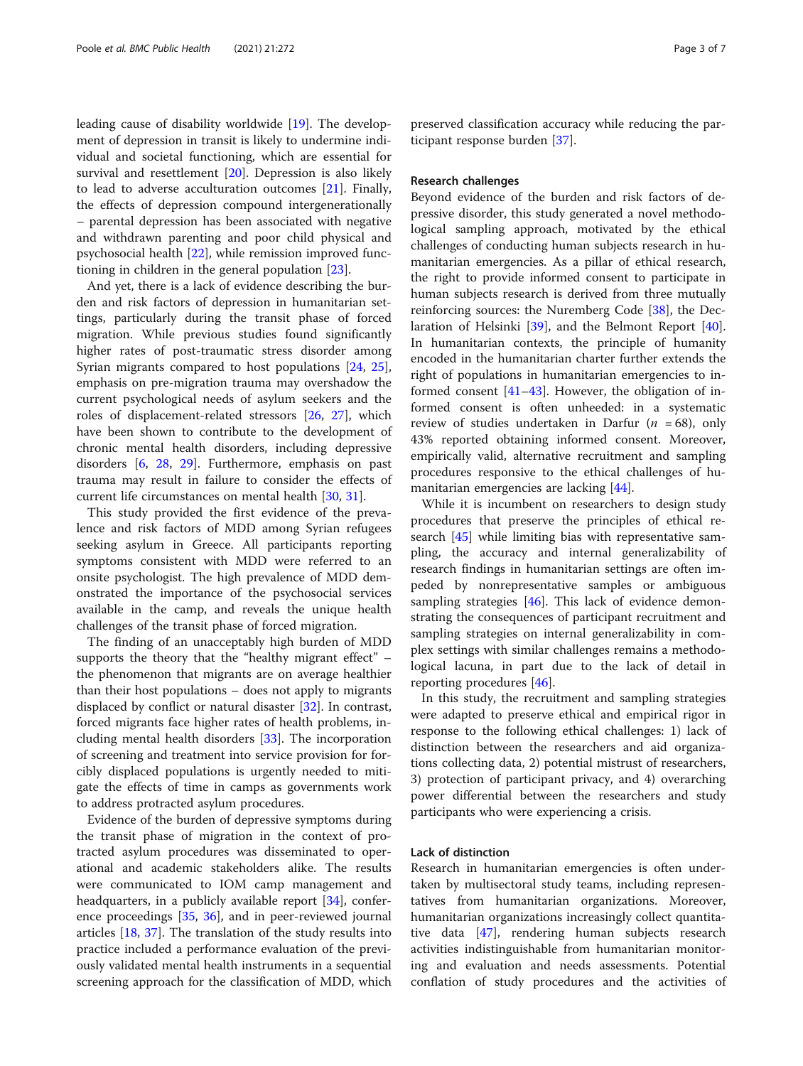leading cause of disability worldwide [19]. The development of depression in transit is likely to undermine individual and societal functioning, which are essential for survival and resettlement [20]. Depression is also likely to lead to adverse acculturation outcomes [21]. Finally, the effects of depression compound intergenerationally – parental depression has been associated with negative and withdrawn parenting and poor child physical and psychosocial health [22], while remission improved functioning in children in the general population [23].

And yet, there is a lack of evidence describing the burden and risk factors of depression in humanitarian settings, particularly during the transit phase of forced migration. While previous studies found significantly higher rates of post-traumatic stress disorder among Syrian migrants compared to host populations [24, 25], emphasis on pre-migration trauma may overshadow the current psychological needs of asylum seekers and the roles of displacement-related stressors [26, 27], which have been shown to contribute to the development of chronic mental health disorders, including depressive disorders [6, 28, 29]. Furthermore, emphasis on past trauma may result in failure to consider the effects of current life circumstances on mental health [30, 31].

This study provided the first evidence of the prevalence and risk factors of MDD among Syrian refugees seeking asylum in Greece. All participants reporting symptoms consistent with MDD were referred to an onsite psychologist. The high prevalence of MDD demonstrated the importance of the psychosocial services available in the camp, and reveals the unique health challenges of the transit phase of forced migration.

The finding of an unacceptably high burden of MDD supports the theory that the "healthy migrant effect" – the phenomenon that migrants are on average healthier than their host populations – does not apply to migrants displaced by conflict or natural disaster [32]. In contrast, forced migrants face higher rates of health problems, including mental health disorders [33]. The incorporation of screening and treatment into service provision for forcibly displaced populations is urgently needed to mitigate the effects of time in camps as governments work to address protracted asylum procedures.

Evidence of the burden of depressive symptoms during the transit phase of migration in the context of protracted asylum procedures was disseminated to operational and academic stakeholders alike. The results were communicated to IOM camp management and headquarters, in a publicly available report [34], conference proceedings [35, 36], and in peer-reviewed journal articles [18, 37]. The translation of the study results into practice included a performance evaluation of the previously validated mental health instruments in a sequential screening approach for the classification of MDD, which preserved classification accuracy while reducing the participant response burden [37].

## Research challenges

Beyond evidence of the burden and risk factors of depressive disorder, this study generated a novel methodological sampling approach, motivated by the ethical challenges of conducting human subjects research in humanitarian emergencies. As a pillar of ethical research, the right to provide informed consent to participate in human subjects research is derived from three mutually reinforcing sources: the Nuremberg Code [38], the Declaration of Helsinki [39], and the Belmont Report [40]. In humanitarian contexts, the principle of humanity encoded in the humanitarian charter further extends the right of populations in humanitarian emergencies to informed consent [41–43]. However, the obligation of informed consent is often unheeded: in a systematic review of studies undertaken in Darfur ($n = 68$), only 43% reported obtaining informed consent. Moreover, empirically valid, alternative recruitment and sampling procedures responsive to the ethical challenges of humanitarian emergencies are lacking [44].

While it is incumbent on researchers to design study procedures that preserve the principles of ethical research [45] while limiting bias with representative sampling, the accuracy and internal generalizability of research findings in humanitarian settings are often impeded by nonrepresentative samples or ambiguous sampling strategies [46]. This lack of evidence demonstrating the consequences of participant recruitment and sampling strategies on internal generalizability in complex settings with similar challenges remains a methodological lacuna, in part due to the lack of detail in reporting procedures [46].

In this study, the recruitment and sampling strategies were adapted to preserve ethical and empirical rigor in response to the following ethical challenges: 1) lack of distinction between the researchers and aid organizations collecting data, 2) potential mistrust of researchers, 3) protection of participant privacy, and 4) overarching power differential between the researchers and study participants who were experiencing a crisis.

### Lack of distinction

Research in humanitarian emergencies is often undertaken by multisectoral study teams, including representatives from humanitarian organizations. Moreover, humanitarian organizations increasingly collect quantitative data [47], rendering human subjects research activities indistinguishable from humanitarian monitoring and evaluation and needs assessments. Potential conflation of study procedures and the activities of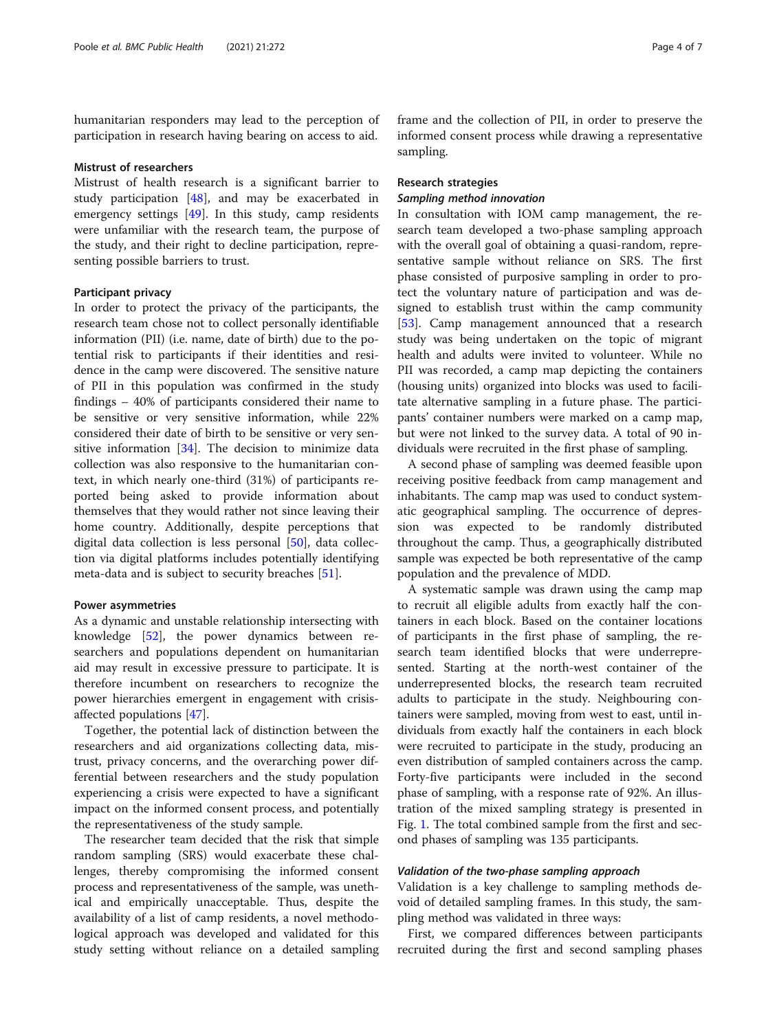humanitarian responders may lead to the perception of participation in research having bearing on access to aid.

#### Mistrust of researchers

Mistrust of health research is a significant barrier to study participation [48], and may be exacerbated in emergency settings [49]. In this study, camp residents were unfamiliar with the research team, the purpose of the study, and their right to decline participation, representing possible barriers to trust.

#### Participant privacy

In order to protect the privacy of the participants, the research team chose not to collect personally identifiable information (PII) (i.e. name, date of birth) due to the potential risk to participants if their identities and residence in the camp were discovered. The sensitive nature of PII in this population was confirmed in the study findings – 40% of participants considered their name to be sensitive or very sensitive information, while 22% considered their date of birth to be sensitive or very sensitive information [34]. The decision to minimize data collection was also responsive to the humanitarian context, in which nearly one-third (31%) of participants reported being asked to provide information about themselves that they would rather not since leaving their home country. Additionally, despite perceptions that digital data collection is less personal [50], data collection via digital platforms includes potentially identifying meta-data and is subject to security breaches [51].

#### Power asymmetries

As a dynamic and unstable relationship intersecting with knowledge [52], the power dynamics between researchers and populations dependent on humanitarian aid may result in excessive pressure to participate. It is therefore incumbent on researchers to recognize the power hierarchies emergent in engagement with crisis-affected populations [47].

Together, the potential lack of distinction between the researchers and aid organizations collecting data, mistrust, privacy concerns, and the overarching power differential between researchers and the study population experiencing a crisis were expected to have a significant impact on the informed consent process, and potentially the representativeness of the study sample.

The researcher team decided that the risk that simple random sampling (SRS) would exacerbate these challenges, thereby compromising the informed consent process and representativeness of the sample, was unethical and empirically unacceptable. Thus, despite the availability of a list of camp residents, a novel methodological approach was developed and validated for this study setting without reliance on a detailed sampling frame and the collection of PII, in order to preserve the informed consent process while drawing a representative sampling.

### Research strategies

#### *Sampling method innovation*

In consultation with IOM camp management, the research team developed a two-phase sampling approach with the overall goal of obtaining a quasi-random, representative sample without reliance on SRS. The first phase consisted of purposive sampling in order to protect the voluntary nature of participation and was designed to establish trust within the camp community [53]. Camp management announced that a research study was being undertaken on the topic of migrant health and adults were invited to volunteer. While no PII was recorded, a camp map depicting the containers (housing units) organized into blocks was used to facilitate alternative sampling in a future phase. The participants' container numbers were marked on a camp map, but were not linked to the survey data. A total of 90 individuals were recruited in the first phase of sampling.

A second phase of sampling was deemed feasible upon receiving positive feedback from camp management and inhabitants. The camp map was used to conduct systematic geographical sampling. The occurrence of depression was expected to be randomly distributed throughout the camp. Thus, a geographically distributed sample was expected be both representative of the camp population and the prevalence of MDD.

A systematic sample was drawn using the camp map to recruit all eligible adults from exactly half the containers in each block. Based on the container locations of participants in the first phase of sampling, the research team identified blocks that were underrepresented. Starting at the north-west container of the underrepresented blocks, the research team recruited adults to participate in the study. Neighbouring containers were sampled, moving from west to east, until individuals from exactly half the containers in each block were recruited to participate in the study, producing an even distribution of sampled containers across the camp. Forty-five participants were included in the second phase of sampling, with a response rate of 92%. An illustration of the mixed sampling strategy is presented in Fig. 1. The total combined sample from the first and second phases of sampling was 135 participants.

#### *Validation of the two-phase sampling approach*

Validation is a key challenge to sampling methods devoid of detailed sampling frames. In this study, the sampling method was validated in three ways:

First, we compared differences between participants recruited during the first and second sampling phases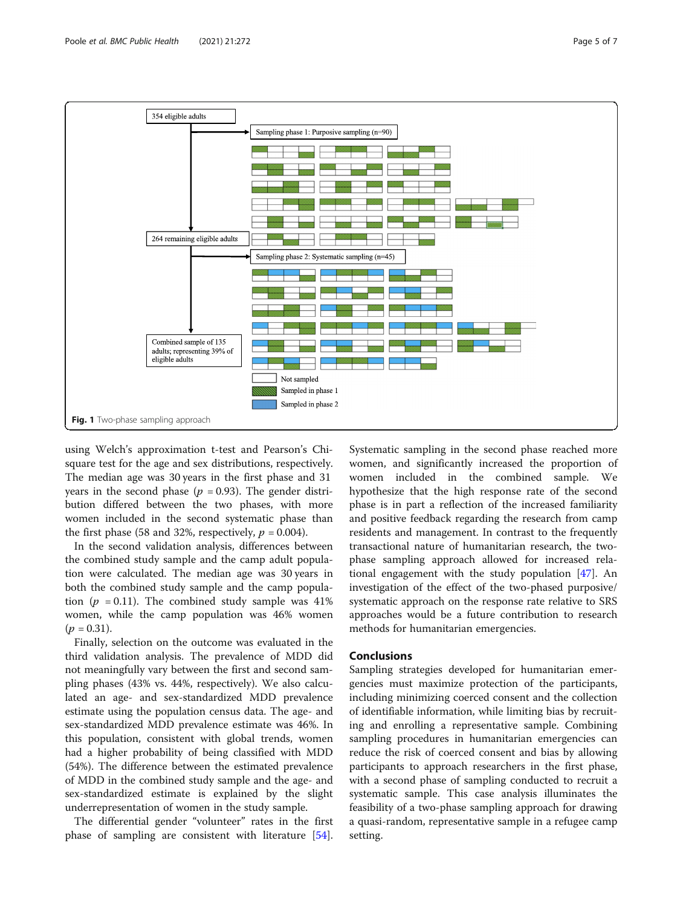Fig. 1 Two-phase sampling approach

using Welch's approximation t-test and Pearson's Chi-square test for the age and sex distributions, respectively. The median age was 30 years in the first phase and 31 years in the second phase ($p$ = 0.93). The gender distribution differed between the two phases, with more women included in the second systematic phase than the first phase (58 and 32%, respectively, $p$ = 0.004).

In the second validation analysis, differences between the combined study sample and the camp adult population were calculated. The median age was 30 years in both the combined study sample and the camp population ($p$ = 0.11). The combined study sample was 41% women, while the camp population was 46% women ($p$ = 0.31).

Finally, selection on the outcome was evaluated in the third validation analysis. The prevalence of MDD did not meaningfully vary between the first and second sampling phases (43% vs. 44%, respectively). We also calculated an age- and sex-standardized MDD prevalence estimate using the population census data. The age- and sex-standardized MDD prevalence estimate was 46%. In this population, consistent with global trends, women had a higher probability of being classified with MDD (54%). The difference between the estimated prevalence of MDD in the combined study sample and the age- and sex-standardized estimate is explained by the slight underrepresentation of women in the study sample.

The differential gender "volunteer" rates in the first phase of sampling are consistent with literature [54]. Systematic sampling in the second phase reached more women, and significantly increased the proportion of women included in the combined sample. We hypothesize that the high response rate of the second phase is in part a reflection of the increased familiarity and positive feedback regarding the research from camp residents and management. In contrast to the frequently transactional nature of humanitarian research, the two-phase sampling approach allowed for increased relational engagement with the study population [47]. An investigation of the effect of the two-phased purposive/systematic approach on the response rate relative to SRS approaches would be a future contribution to research methods for humanitarian emergencies.

## Conclusions

Sampling strategies developed for humanitarian emergencies must maximize protection of the participants, including minimizing coerced consent and the collection of identifiable information, while limiting bias by recruiting and enrolling a representative sample. Combining sampling procedures in humanitarian emergencies can reduce the risk of coerced consent and bias by allowing participants to approach researchers in the first phase, with a second phase of sampling conducted to recruit a systematic sample. This case analysis illuminates the feasibility of a two-phase sampling approach for drawing a quasi-random, representative sample in a refugee camp setting.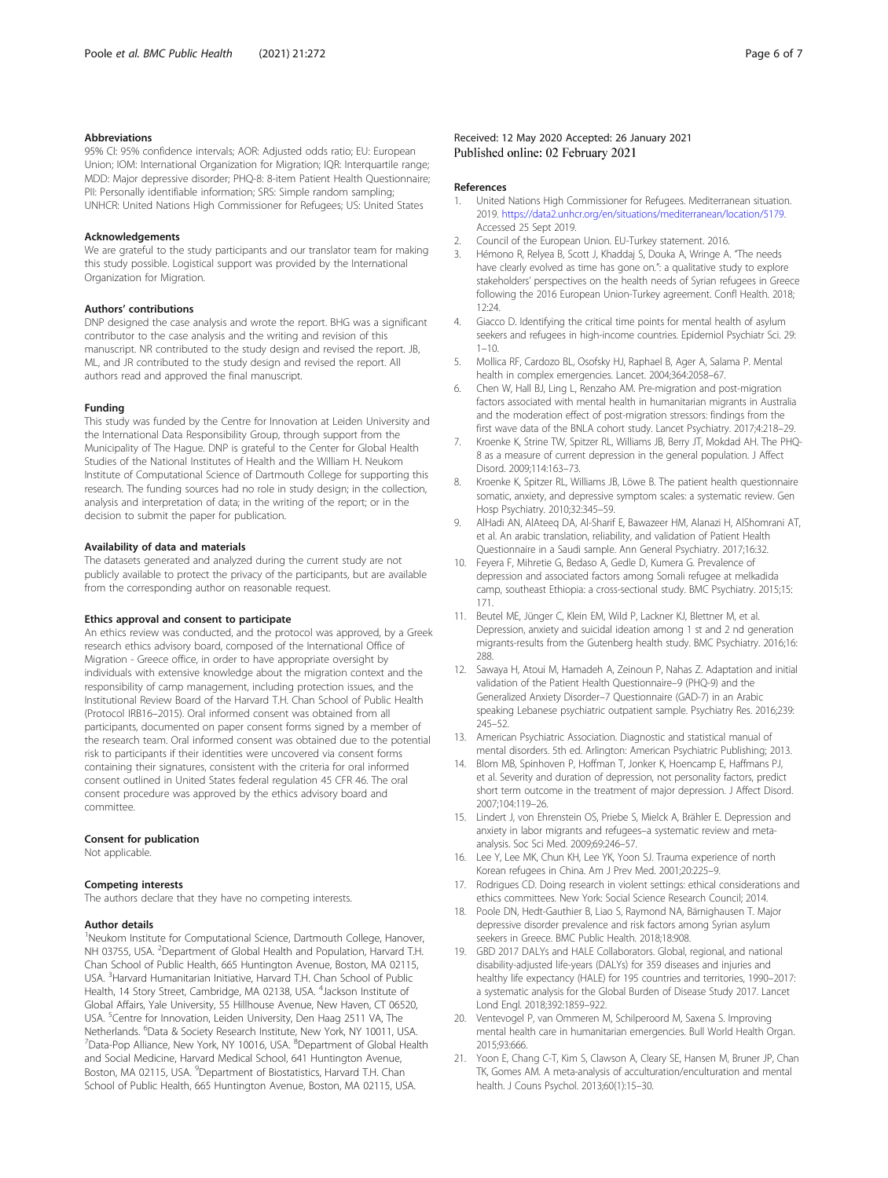### Abbreviations

95% CI: 95% confidence intervals; AOR: Adjusted odds ratio; EU: European Union; IOM: International Organization for Migration; IQR: Interquartile range; MDD: Major depressive disorder; PHQ-8: 8-item Patient Health Questionnaire; PII: Personally identifiable information; SRS: Simple random sampling; UNHCR: United Nations High Commissioner for Refugees; US: United States

### Acknowledgements

We are grateful to the study participants and our translator team for making this study possible. Logistical support was provided by the International Organization for Migration.

### Authors' contributions

DNP designed the case analysis and wrote the report. BHG was a significant contributor to the case analysis and the writing and revision of this manuscript. NR contributed to the study design and revised the report. JB, ML, and JR contributed to the study design and revised the report. All authors read and approved the final manuscript.

### Funding

This study was funded by the Centre for Innovation at Leiden University and the International Data Responsibility Group, through support from the Municipality of The Hague. DNP is grateful to the Center for Global Health Studies of the National Institutes of Health and the William H. Neukom Institute of Computational Science of Dartmouth College for supporting this research. The funding sources had no role in study design; in the collection, analysis and interpretation of data; in the writing of the report; or in the decision to submit the paper for publication.

### Availability of data and materials

The datasets generated and analyzed during the current study are not publicly available to protect the privacy of the participants, but are available from the corresponding author on reasonable request.

### Ethics approval and consent to participate

An ethics review was conducted, and the protocol was approved, by a Greek research ethics advisory board, composed of the International Office of Migration - Greece office, in order to have appropriate oversight by individuals with extensive knowledge about the migration context and the responsibility of camp management, including protection issues, and the Institutional Review Board of the Harvard T.H. Chan School of Public Health (Protocol IRB16–2015). Oral informed consent was obtained from all participants, documented on paper consent forms signed by a member of the research team. Oral informed consent was obtained due to the potential risk to participants if their identities were uncovered via consent forms containing their signatures, consistent with the criteria for oral informed consent outlined in United States federal regulation 45 CFR 46. The oral consent procedure was approved by the ethics advisory board and committee.

### Consent for publication

Not applicable.

### Competing interests

The authors declare that they have no competing interests.

### Author details

[1]Neukom Institute for Computational Science, Dartmouth College, Hanover, NH 03755, USA. [2]Department of Global Health and Population, Harvard T.H. Chan School of Public Health, 665 Huntington Avenue, Boston, MA 02115, USA. [3]Harvard Humanitarian Initiative, Harvard T.H. Chan School of Public Health, 14 Story Street, Cambridge, MA 02138, USA. [4]Jackson Institute of Global Affairs, Yale University, 55 Hillhouse Avenue, New Haven, CT 06520, USA. [5]Centre for Innovation, Leiden University, Den Haag 2511 VA, The Netherlands. [6]Data & Society Research Institute, New York, NY 10011, USA. [7]Data-Pop Alliance, New York, NY 10016, USA. [8]Department of Global Health and Social Medicine, Harvard Medical School, 641 Huntington Avenue, Boston, MA 02115, USA. [9]Department of Biostatistics, Harvard T.H. Chan School of Public Health, 665 Huntington Avenue, Boston, MA 02115, USA.

Received: 12 May 2020 Accepted: 26 January 2021
Published online: 02 February 2021

### References

1. United Nations High Commissioner for Refugees. Mediterranean situation. 2019. https://data2.unhcr.org/en/situations/mediterranean/location/5179. Accessed 25 Sept 2019.
2. Council of the European Union. EU-Turkey statement. 2016.
3. Hémono R, Relyea B, Scott J, Khaddaj S, Douka A, Wringe A. "The needs have clearly evolved as time has gone on.": a qualitative study to explore stakeholders' perspectives on the health needs of Syrian refugees in Greece following the 2016 European Union-Turkey agreement. Confl Health. 2018; 12:24.
4. Giacco D. Identifying the critical time points for mental health of asylum seekers and refugees in high-income countries. Epidemiol Psychiatr Sci. 29: 1–10.
5. Mollica RF, Cardozo BL, Osofsky HJ, Raphael B, Ager A, Salama P. Mental health in complex emergencies. Lancet. 2004;364:2058–67.
6. Chen W, Hall BJ, Ling L, Renzaho AM. Pre-migration and post-migration factors associated with mental health in humanitarian migrants in Australia and the moderation effect of post-migration stressors: findings from the first wave data of the BNLA cohort study. Lancet Psychiatry. 2017;4:218–29.
7. Kroenke K, Strine TW, Spitzer RL, Williams JB, Berry JT, Mokdad AH. The PHQ-8 as a measure of current depression in the general population. J Affect Disord. 2009;114:163–73.
8. Kroenke K, Spitzer RL, Williams JB, Löwe B. The patient health questionnaire somatic, anxiety, and depressive symptom scales: a systematic review. Gen Hosp Psychiatry. 2010;32:345–59.
9. AlHadi AN, AlAteeq DA, Al-Sharif E, Bawazeer HM, Alanazi H, AlShomrani AT, et al. An arabic translation, reliability, and validation of Patient Health Questionnaire in a Saudi sample. Ann General Psychiatry. 2017;16:32.
10. Feyera F, Mihretie G, Bedaso A, Gedle D, Kumera G. Prevalence of depression and associated factors among Somali refugee at melkadida camp, southeast Ethiopia: a cross-sectional study. BMC Psychiatry. 2015;15: 171.
11. Beutel ME, Jünger C, Klein EM, Wild P, Lackner KJ, Blettner M, et al. Depression, anxiety and suicidal ideation among 1 st and 2 nd generation migrants-results from the Gutenberg health study. BMC Psychiatry. 2016;16: 288.
12. Sawaya H, Atoui M, Hamadeh A, Zeinoun P, Nahas Z. Adaptation and initial validation of the Patient Health Questionnaire–9 (PHQ-9) and the Generalized Anxiety Disorder–7 Questionnaire (GAD-7) in an Arabic speaking Lebanese psychiatric outpatient sample. Psychiatry Res. 2016;239: 245–52.
13. American Psychiatric Association. Diagnostic and statistical manual of mental disorders. 5th ed. Arlington: American Psychiatric Publishing; 2013.
14. Blom MB, Spinhoven P, Hoffman T, Jonker K, Hoencamp E, Haffmans PJ, et al. Severity and duration of depression, not personality factors, predict short term outcome in the treatment of major depression. J Affect Disord. 2007;104:119–26.
15. Lindert J, von Ehrenstein OS, Priebe S, Mielck A, Brähler E. Depression and anxiety in labor migrants and refugees–a systematic review and meta-analysis. Soc Sci Med. 2009;69:246–57.
16. Lee Y, Lee MK, Chun KH, Lee YK, Yoon SJ. Trauma experience of north Korean refugees in China. Am J Prev Med. 2001;20:225–9.
17. Rodrigues CD. Doing research in violent settings: ethical considerations and ethics committees. New York: Social Science Research Council; 2014.
18. Poole DN, Hedt-Gauthier B, Liao S, Raymond NA, Bärnighausen T. Major depressive disorder prevalence and risk factors among Syrian asylum seekers in Greece. BMC Public Health. 2018;18:908.
19. GBD 2017 DALYs and HALE Collaborators. Global, regional, and national disability-adjusted life-years (DALYs) for 359 diseases and injuries and healthy life expectancy (HALE) for 195 countries and territories, 1990–2017: a systematic analysis for the Global Burden of Disease Study 2017. Lancet Lond Engl. 2018;392:1859–922.
20. Ventevogel P, van Ommeren M, Schilperoord M, Saxena S. Improving mental health care in humanitarian emergencies. Bull World Health Organ. 2015;93:666.
21. Yoon E, Chang C-T, Kim S, Clawson A, Cleary SE, Hansen M, Bruner JP, Chan TK, Gomes AM. A meta-analysis of acculturation/enculturation and mental health. J Couns Psychol. 2013;60(1):15–30.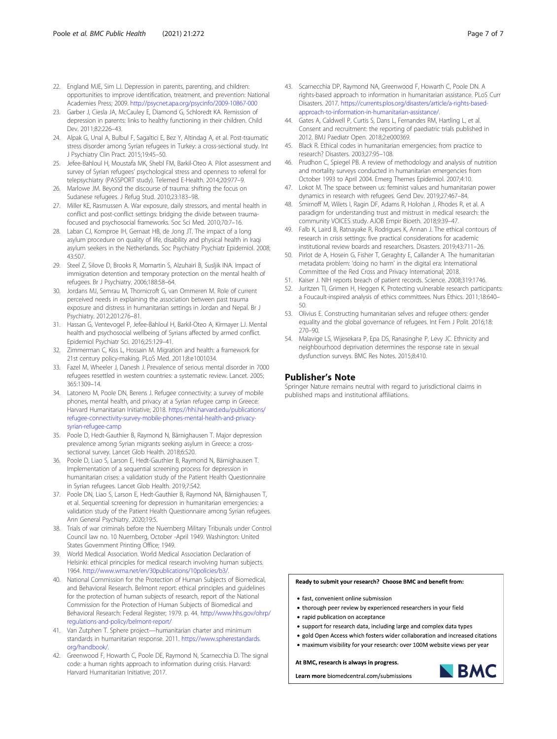22. England MJE, Sim LJ. Depression in parents, parenting, and children: opportunities to improve identification, treatment, and prevention: National Academies Press; 2009. http://psycnet.apa.org/psycinfo/2009-10867-000
23. Garber J, Ciesla JA, McCauley E, Diamond G, Schloredt KA. Remission of depression in parents: links to healthy functioning in their children. Child Dev. 2011;82:226–43.
24. Alpak G, Unal A, Bulbul F, Sagaltici E, Bez Y, Altindag A, et al. Post-traumatic stress disorder among Syrian refugees in Turkey: a cross-sectional study. Int J Psychiatry Clin Pract. 2015;19:45–50.
25. Jefee-Bahloul H, Moustafa MK, Shebl FM, Barkil-Oteo A. Pilot assessment and survey of Syrian refugees' psychological stress and openness to referral for telepsychiatry (PASSPORT study). Telemed E-Health. 2014;20:977–9.
26. Marlowe JM. Beyond the discourse of trauma: shifting the focus on Sudanese refugees. J Refug Stud. 2010;23:183–98.
27. Miller KE, Rasmussen A. War exposure, daily stressors, and mental health in conflict and post-conflict settings: bridging the divide between trauma-focused and psychosocial frameworks. Soc Sci Med. 2010;70:7–16.
28. Laban CJ, Komproe IH, Gernaat HB, de Jong JT. The impact of a long asylum procedure on quality of life, disability and physical health in Iraqi asylum seekers in the Netherlands. Soc Psychiatry Psychiatr Epidemiol. 2008; 43:507.
29. Steel Z, Silove D, Brooks R, Momartin S, Alzuhairi B, Susljik INA. Impact of immigration detention and temporary protection on the mental health of refugees. Br J Psychiatry. 2006;188:58–64.
30. Jordans MJ, Semrau M, Thornicroft G, van Ommeren M. Role of current perceived needs in explaining the association between past trauma exposure and distress in humanitarian settings in Jordan and Nepal. Br J Psychiatry. 2012;201:276–81.
31. Hassan G, Ventevogel P, Jefee-Bahloul H, Barkil-Oteo A, Kirmayer LJ. Mental health and psychosocial wellbeing of Syrians affected by armed conflict. Epidemiol Psychiatr Sci. 2016;25:129–41.
32. Zimmerman C, Kiss L, Hossain M. Migration and health: a framework for 21st century policy-making. PLoS Med. 2011;8:e1001034.
33. Fazel M, Wheeler J, Danesh J. Prevalence of serious mental disorder in 7000 refugees resettled in western countries: a systematic review. Lancet. 2005; 365:1309–14.
34. Latonero M, Poole DN, Berens J. Refugee connectivity: a survey of mobile phones, mental health, and privacy at a Syrian refugee camp in Greece: Harvard Humanitarian Initiative; 2018. https://hhi.harvard.edu/publications/refugee-connectivity-survey-mobile-phones-mental-health-and-privacy-syrian-refugee-camp
35. Poole D, Hedt-Gauthier B, Raymond N, Bärnighausen T. Major depression prevalence among Syrian migrants seeking asylum in Greece: a cross-sectional survey. Lancet Glob Health. 2018;6:S20.
36. Poole D, Liao S, Larson E, Hedt-Gauthier B, Raymond N, Bärnighausen T. Implementation of a sequential screening process for depression in humanitarian crises: a validation study of the Patient Health Questionnaire in Syrian refugees. Lancet Glob Health. 2019;7:S42.
37. Poole DN, Liao S, Larson E, Hedt-Gauthier B, Raymond NA, Bärnighausen T, et al. Sequential screening for depression in humanitarian emergencies: a validation study of the Patient Health Questionnaire among Syrian refugees. Ann General Psychiatry. 2020;19:5.
38. Trials of war criminals before the Nuernberg Military Tribunals under Control Council law no. 10 Nuernberg, October -April 1949. Washington: United States Government Printing Office; 1949.
39. World Medical Association. World Medical Association Declaration of Helsinki: ethical principles for medical research involving human subjects. 1964. http://www.wma.net/en/30publications/10policies/b3/.
40. National Commission for the Protection of Human Subjects of Biomedical, and Behavioral Research. Belmont report: ethical principles and guidelines for the protection of human subjects of research, report of the National Commission for the Protection of Human Subjects of Biomedical and Behavioral Research: Federal Register; 1979. p. 44. http://www.hhs.gov/ohrp/regulations-and-policy/belmont-report/
41. Van Zutphen T. Sphere project—humanitarian charter and minimum standards in humanitarian response. 2011. https://www.spherestandards.org/handbook/.
42. Greenwood F, Howarth C, Poole DE, Raymond N, Scarnecchia D. The signal code: a human rights approach to information during crisis. Harvard: Harvard Humanitarian Initiative; 2017.
43. Scarnecchia DP, Raymond NA, Greenwood F, Howarth C, Poole DN. A rights-based approach to information in humanitarian assistance. PLoS Curr Disasters. 2017. https://currents.plos.org/disasters/article/a-rights-based-approach-to-information-in-humanitarian-assistance/.
44. Gates A, Caldwell P, Curtis S, Dans L, Fernandes RM, Hartling L, et al. Consent and recruitment: the reporting of paediatric trials published in 2012. BMJ Paediatr Open. 2018;2:e000369.
45. Black R. Ethical codes in humanitarian emergencies: from practice to research? Disasters. 2003;27:95–108.
46. Prudhon C, Spiegel PB. A review of methodology and analysis of nutrition and mortality surveys conducted in humanitarian emergencies from October 1993 to April 2004. Emerg Themes Epidemiol. 2007;4:10.
47. Lokot M. The space between us: feminist values and humanitarian power dynamics in research with refugees. Gend Dev. 2019;27:467–84.
48. Smirnoff M, Wilets I, Ragin DF, Adams R, Holohan J, Rhodes R, et al. A paradigm for understanding trust and mistrust in medical research: the community VOICES study. AJOB Empir Bioeth. 2018;9:39–47.
49. Falb K, Laird B, Ratnayake R, Rodrigues K, Annan J. The ethical contours of research in crisis settings: five practical considerations for academic institutional review boards and researchers. Disasters. 2019;43:711–26.
50. Pirlot de A, Hosein G, Fisher T, Geraghty E, Callander A. The humanitarian metadata problem: 'doing no harm' in the digital era: International Committee of the Red Cross and Privacy International; 2018.
51. Kaiser J. NIH reports breach of patient records. Science. 2008;319:1746.
52. Juritzen TI, Grimen H, Heggen K. Protecting vulnerable research participants: a Foucault-inspired analysis of ethics committees. Nurs Ethics. 2011;18:640–50.
53. Olivius E. Constructing humanitarian selves and refugee others: gender equality and the global governance of refugees. Int Fem J Polit. 2016;18: 270–90.
54. Malavige LS, Wijesekara P, Epa DS, Ranasinghe P, Levy JC. Ethnicity and neighbourhood deprivation determines the response rate in sexual dysfunction surveys. BMC Res Notes. 2015;8:410.

## Publisher's Note

Springer Nature remains neutral with regard to jurisdictional claims in published maps and institutional affiliations.

**Ready to submit your research? Choose BMC and benefit from:**

- fast, convenient online submission
- thorough peer review by experienced researchers in your field
- rapid publication on acceptance
- support for research data, including large and complex data types
- gold Open Access which fosters wider collaboration and increased citations
- maximum visibility for your research: over 100M website views per year

**At BMC, research is always in progress.**

**Learn more** biomedcentral.com/submissions

BMC